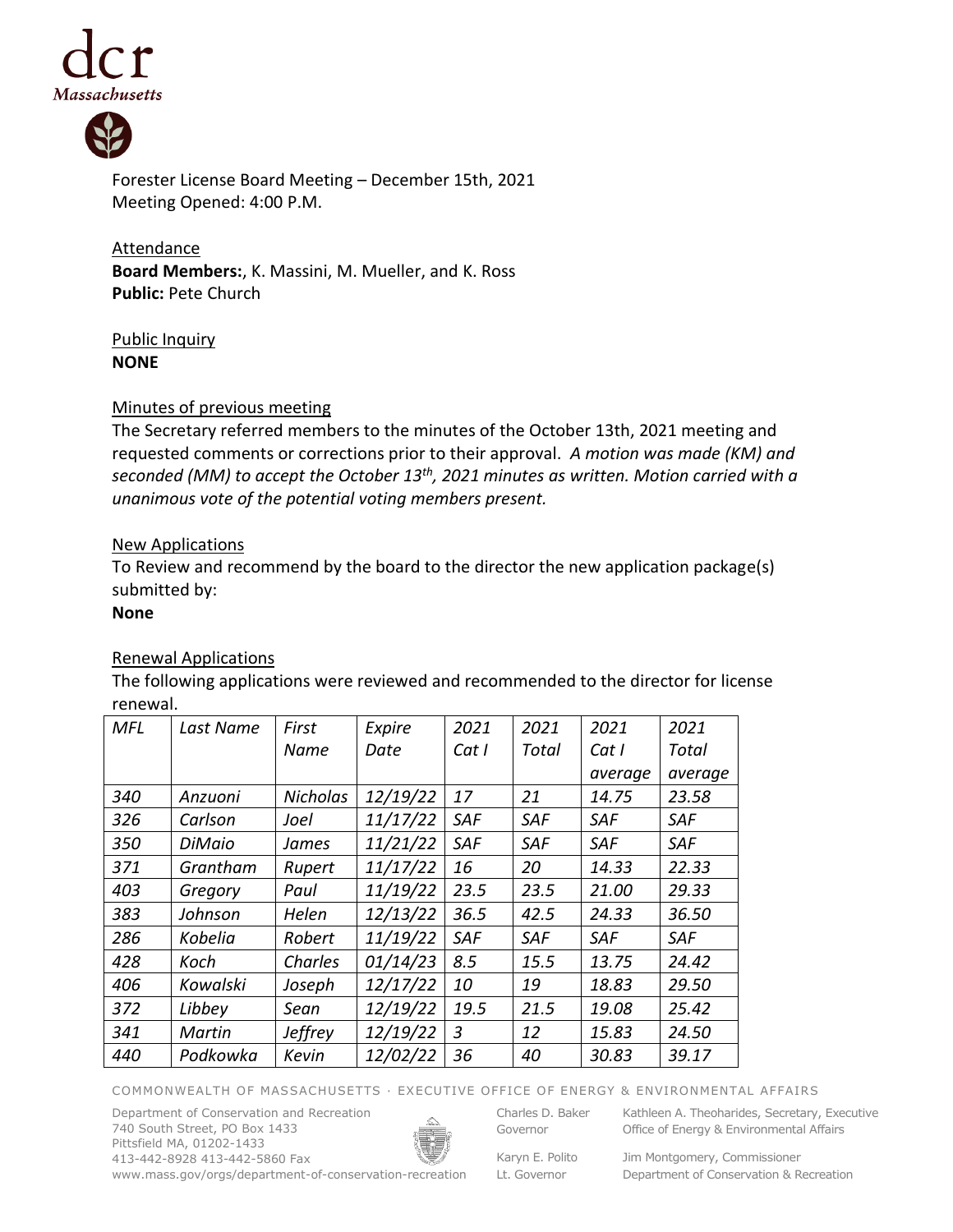Forester License Board Meeting – December 15th, 2021
Meeting Opened: 4:00 P.M.

Attendance
**Board Members:**, K. Massini, M. Mueller, and K. Ross
**Public:** Pete Church

Public Inquiry
**NONE**

Minutes of previous meeting
The Secretary referred members to the minutes of the October 13th, 2021 meeting and requested comments or corrections prior to their approval. *A motion was made (KM) and seconded (MM) to accept the October 13th, 2021 minutes as written. Motion carried with a unanimous vote of the potential voting members present.*

New Applications
To Review and recommend by the board to the director the new application package(s) submitted by:
**None**

Renewal Applications
The following applications were reviewed and recommended to the director for license renewal.

| *MFL* | *Last Name* | *First Name* | *Expire Date* | *2021 Cat I* | *2021 Total* | *2021 Cat I average* | *2021 Total average* |
|---|---|---|---|---|---|---|---|
| *340* | *Anzuoni* | *Nicholas* | *12/19/22* | *17* | *21* | *14.75* | *23.58* |
| *326* | *Carlson* | *Joel* | *11/17/22* | *SAF* | *SAF* | *SAF* | *SAF* |
| *350* | *DiMaio* | *James* | *11/21/22* | *SAF* | *SAF* | *SAF* | *SAF* |
| *371* | *Grantham* | *Rupert* | *11/17/22* | *16* | *20* | *14.33* | *22.33* |
| *403* | *Gregory* | *Paul* | *11/19/22* | *23.5* | *23.5* | *21.00* | *29.33* |
| *383* | *Johnson* | *Helen* | *12/13/22* | *36.5* | *42.5* | *24.33* | *36.50* |
| *286* | *Kobelia* | *Robert* | *11/19/22* | *SAF* | *SAF* | *SAF* | *SAF* |
| *428* | *Koch* | *Charles* | *01/14/23* | *8.5* | *15.5* | *13.75* | *24.42* |
| *406* | *Kowalski* | *Joseph* | *12/17/22* | *10* | *19* | *18.83* | *29.50* |
| *372* | *Libbey* | *Sean* | *12/19/22* | *19.5* | *21.5* | *19.08* | *25.42* |
| *341* | *Martin* | *Jeffrey* | *12/19/22* | *3* | *12* | *15.83* | *24.50* |
| *440* | *Podkowka* | *Kevin* | *12/02/22* | *36* | *40* | *30.83* | *39.17* |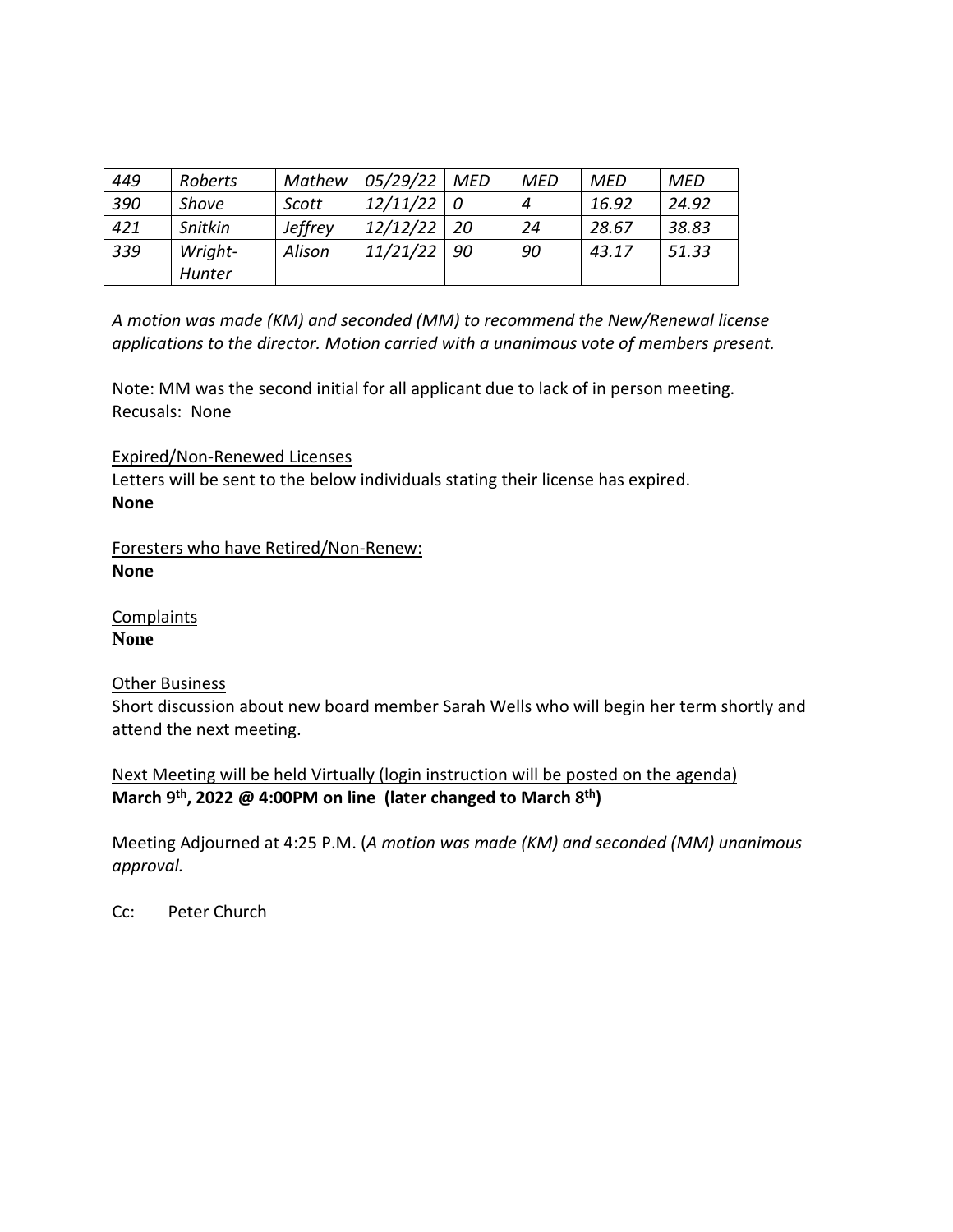| | | | | | | | |
|---|---|---|---|---|---|---|---|
| *449* | *Roberts* | *Mathew* | *05/29/22* | *MED* | *MED* | *MED* | *MED* |
| *390* | *Shove* | *Scott* | *12/11/22* | *0* | *4* | *16.92* | *24.92* |
| *421* | *Snitkin* | *Jeffrey* | *12/12/22* | *20* | *24* | *28.67* | *38.83* |
| *339* | *Wright-Hunter* | *Alison* | *11/21/22* | *90* | *90* | *43.17* | *51.33* |

*A motion was made (KM) and seconded (MM) to recommend the New/Renewal license applications to the director. Motion carried with a unanimous vote of members present.*

Note: MM was the second initial for all applicant due to lack of in person meeting.
Recusals: None

Expired/Non-Renewed Licenses
Letters will be sent to the below individuals stating their license has expired.
**None**

Foresters who have Retired/Non-Renew:
**None**

Complaints
**None**

Other Business
Short discussion about new board member Sarah Wells who will begin her term shortly and attend the next meeting.

Next Meeting will be held Virtually (login instruction will be posted on the agenda)
**March 9th, 2022 @ 4:00PM on line (later changed to March 8th)**

Meeting Adjourned at 4:25 P.M. (*A motion was made (KM) and seconded (MM) unanimous approval.*

Cc: Peter Church